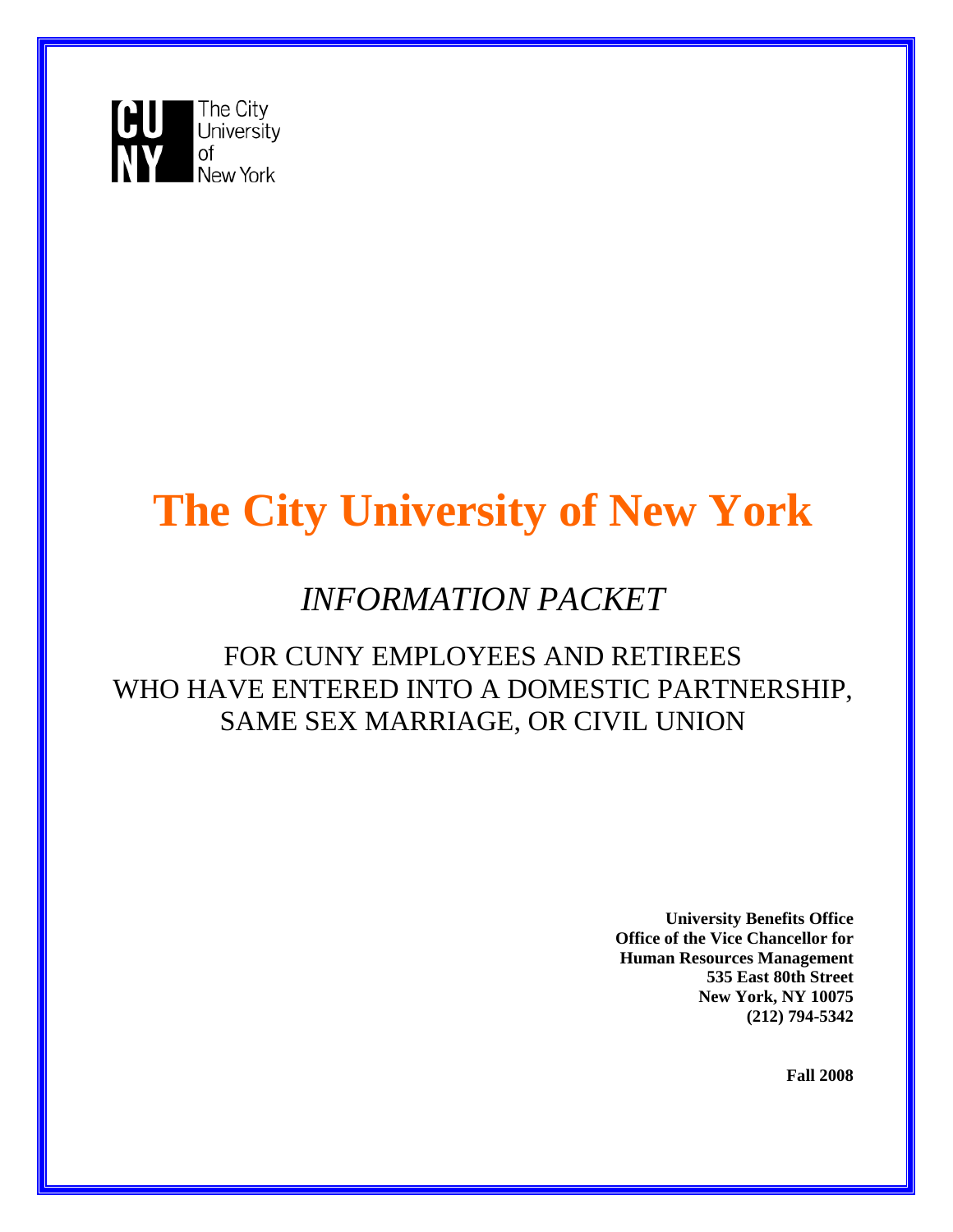CUNY The City University of New York

# The City University of New York

## *INFORMATION PACKET*

FOR CUNY EMPLOYEES AND RETIREES WHO HAVE ENTERED INTO A DOMESTIC PARTNERSHIP, SAME SEX MARRIAGE, OR CIVIL UNION

**University Benefits Office**
**Office of the Vice Chancellor for Human Resources Management**
**535 East 80th Street**
**New York, NY 10075**
**(212) 794-5342**

**Fall 2008**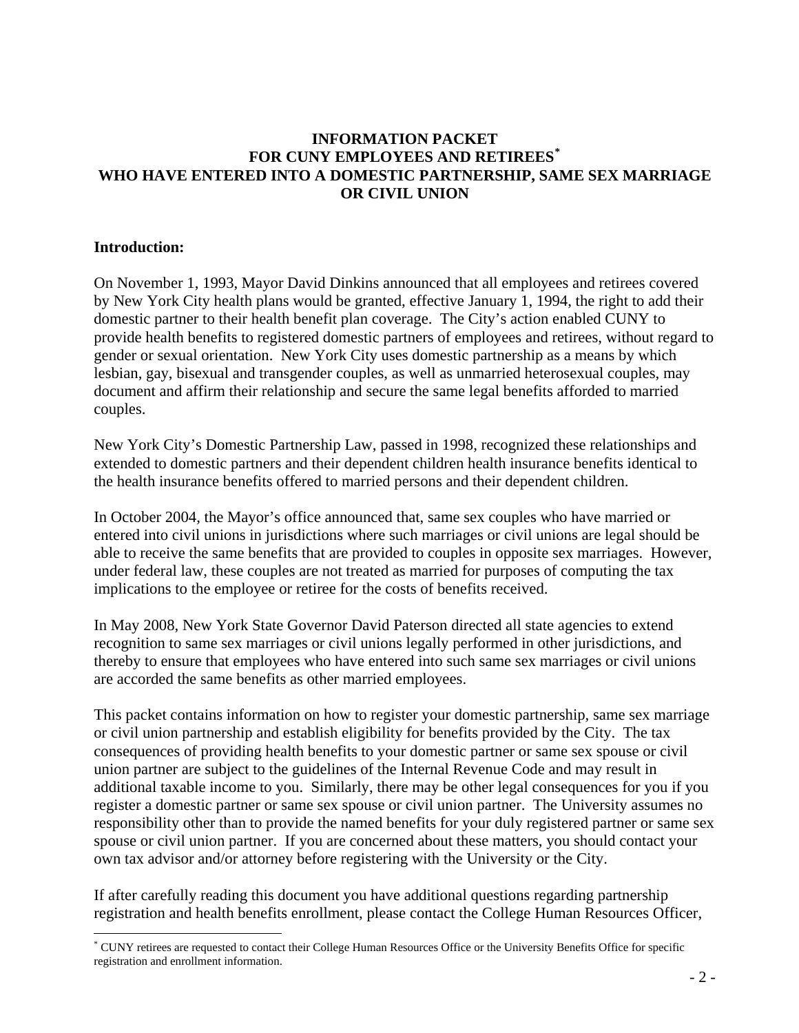**INFORMATION PACKET**
**FOR CUNY EMPLOYEES AND RETIREES[*]**
**WHO HAVE ENTERED INTO A DOMESTIC PARTNERSHIP, SAME SEX MARRIAGE OR CIVIL UNION**

**Introduction:**

On November 1, 1993, Mayor David Dinkins announced that all employees and retirees covered by New York City health plans would be granted, effective January 1, 1994, the right to add their domestic partner to their health benefit plan coverage. The City's action enabled CUNY to provide health benefits to registered domestic partners of employees and retirees, without regard to gender or sexual orientation. New York City uses domestic partnership as a means by which lesbian, gay, bisexual and transgender couples, as well as unmarried heterosexual couples, may document and affirm their relationship and secure the same legal benefits afforded to married couples.

New York City's Domestic Partnership Law, passed in 1998, recognized these relationships and extended to domestic partners and their dependent children health insurance benefits identical to the health insurance benefits offered to married persons and their dependent children.

In October 2004, the Mayor's office announced that, same sex couples who have married or entered into civil unions in jurisdictions where such marriages or civil unions are legal should be able to receive the same benefits that are provided to couples in opposite sex marriages. However, under federal law, these couples are not treated as married for purposes of computing the tax implications to the employee or retiree for the costs of benefits received.

In May 2008, New York State Governor David Paterson directed all state agencies to extend recognition to same sex marriages or civil unions legally performed in other jurisdictions, and thereby to ensure that employees who have entered into such same sex marriages or civil unions are accorded the same benefits as other married employees.

This packet contains information on how to register your domestic partnership, same sex marriage or civil union partnership and establish eligibility for benefits provided by the City. The tax consequences of providing health benefits to your domestic partner or same sex spouse or civil union partner are subject to the guidelines of the Internal Revenue Code and may result in additional taxable income to you. Similarly, there may be other legal consequences for you if you register a domestic partner or same sex spouse or civil union partner. The University assumes no responsibility other than to provide the named benefits for your duly registered partner or same sex spouse or civil union partner. If you are concerned about these matters, you should contact your own tax advisor and/or attorney before registering with the University or the City.

If after carefully reading this document you have additional questions regarding partnership registration and health benefits enrollment, please contact the College Human Resources Officer,

[*] CUNY retirees are requested to contact their College Human Resources Office or the University Benefits Office for specific registration and enrollment information.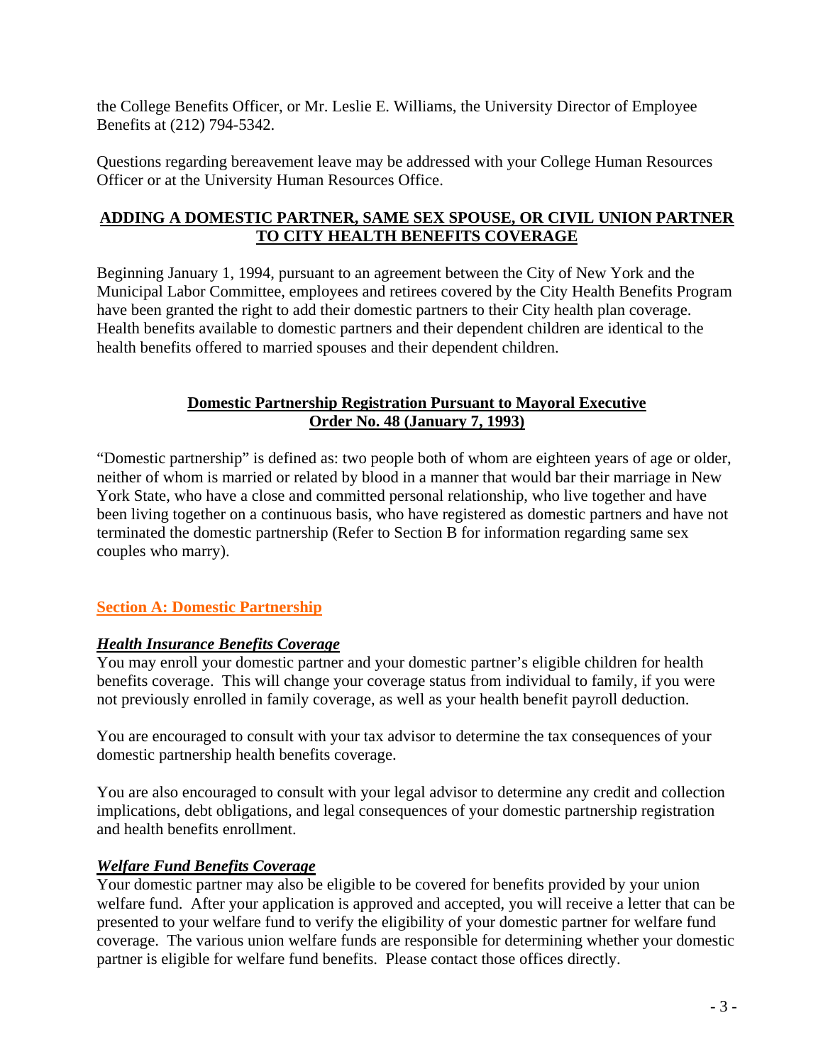the College Benefits Officer, or Mr. Leslie E. Williams, the University Director of Employee Benefits at (212) 794-5342.

Questions regarding bereavement leave may be addressed with your College Human Resources Officer or at the University Human Resources Office.

## ADDING A DOMESTIC PARTNER, SAME SEX SPOUSE, OR CIVIL UNION PARTNER TO CITY HEALTH BENEFITS COVERAGE

Beginning January 1, 1994, pursuant to an agreement between the City of New York and the Municipal Labor Committee, employees and retirees covered by the City Health Benefits Program have been granted the right to add their domestic partners to their City health plan coverage. Health benefits available to domestic partners and their dependent children are identical to the health benefits offered to married spouses and their dependent children.

### Domestic Partnership Registration Pursuant to Mayoral Executive Order No. 48 (January 7, 1993)

"Domestic partnership" is defined as: two people both of whom are eighteen years of age or older, neither of whom is married or related by blood in a manner that would bar their marriage in New York State, who have a close and committed personal relationship, who live together and have been living together on a continuous basis, who have registered as domestic partners and have not terminated the domestic partnership (Refer to Section B for information regarding same sex couples who marry).

### Section A: Domestic Partnership

#### ***Health Insurance Benefits Coverage***

You may enroll your domestic partner and your domestic partner's eligible children for health benefits coverage. This will change your coverage status from individual to family, if you were not previously enrolled in family coverage, as well as your health benefit payroll deduction.

You are encouraged to consult with your tax advisor to determine the tax consequences of your domestic partnership health benefits coverage.

You are also encouraged to consult with your legal advisor to determine any credit and collection implications, debt obligations, and legal consequences of your domestic partnership registration and health benefits enrollment.

#### ***Welfare Fund Benefits Coverage***

Your domestic partner may also be eligible to be covered for benefits provided by your union welfare fund. After your application is approved and accepted, you will receive a letter that can be presented to your welfare fund to verify the eligibility of your domestic partner for welfare fund coverage. The various union welfare funds are responsible for determining whether your domestic partner is eligible for welfare fund benefits. Please contact those offices directly.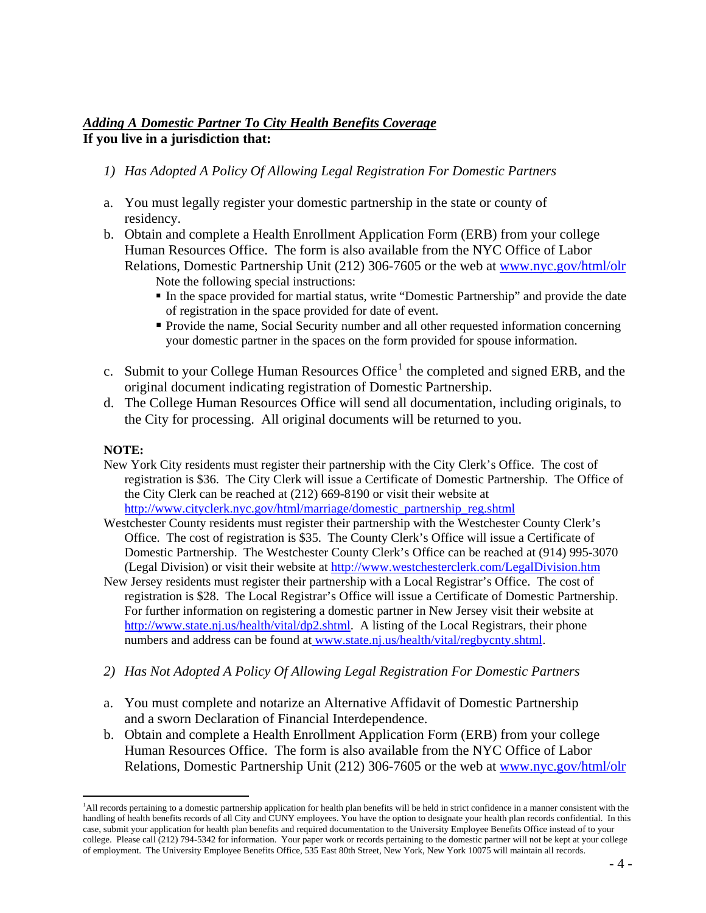***Adding A Domestic Partner To City Health Benefits Coverage***
**If you live in a jurisdiction that:**

*1) Has Adopted A Policy Of Allowing Legal Registration For Domestic Partners*

a. You must legally register your domestic partnership in the state or county of residency.

b. Obtain and complete a Health Enrollment Application Form (ERB) from your college Human Resources Office. The form is also available from the NYC Office of Labor Relations, Domestic Partnership Unit (212) 306-7605 or the web at www.nyc.gov/html/olr

   Note the following special instructions:
   - In the space provided for martial status, write "Domestic Partnership" and provide the date of registration in the space provided for date of event.
   - Provide the name, Social Security number and all other requested information concerning your domestic partner in the spaces on the form provided for spouse information.

c. Submit to your College Human Resources Office[1] the completed and signed ERB, and the original document indicating registration of Domestic Partnership.

d. The College Human Resources Office will send all documentation, including originals, to the City for processing. All original documents will be returned to you.

**NOTE:**

New York City residents must register their partnership with the City Clerk's Office. The cost of registration is $36. The City Clerk will issue a Certificate of Domestic Partnership. The Office of the City Clerk can be reached at (212) 669-8190 or visit their website at http://www.cityclerk.nyc.gov/html/marriage/domestic_partnership_reg.shtml

Westchester County residents must register their partnership with the Westchester County Clerk's Office. The cost of registration is $35. The County Clerk's Office will issue a Certificate of Domestic Partnership. The Westchester County Clerk's Office can be reached at (914) 995-3070 (Legal Division) or visit their website at http://www.westchesterclerk.com/LegalDivision.htm

New Jersey residents must register their partnership with a Local Registrar's Office. The cost of registration is $28. The Local Registrar's Office will issue a Certificate of Domestic Partnership. For further information on registering a domestic partner in New Jersey visit their website at http://www.state.nj.us/health/vital/dp2.shtml. A listing of the Local Registrars, their phone numbers and address can be found at www.state.nj.us/health/vital/regbycnty.shtml.

*2) Has Not Adopted A Policy Of Allowing Legal Registration For Domestic Partners*

a. You must complete and notarize an Alternative Affidavit of Domestic Partnership and a sworn Declaration of Financial Interdependence.

b. Obtain and complete a Health Enrollment Application Form (ERB) from your college Human Resources Office. The form is also available from the NYC Office of Labor Relations, Domestic Partnership Unit (212) 306-7605 or the web at www.nyc.gov/html/olr

---

[1] All records pertaining to a domestic partnership application for health plan benefits will be held in strict confidence in a manner consistent with the handling of health benefits records of all City and CUNY employees. You have the option to designate your health plan records confidential. In this case, submit your application for health plan benefits and required documentation to the University Employee Benefits Office instead of to your college. Please call (212) 794-5342 for information. Your paper work or records pertaining to the domestic partner will not be kept at your college of employment. The University Employee Benefits Office, 535 East 80th Street, New York, New York 10075 will maintain all records.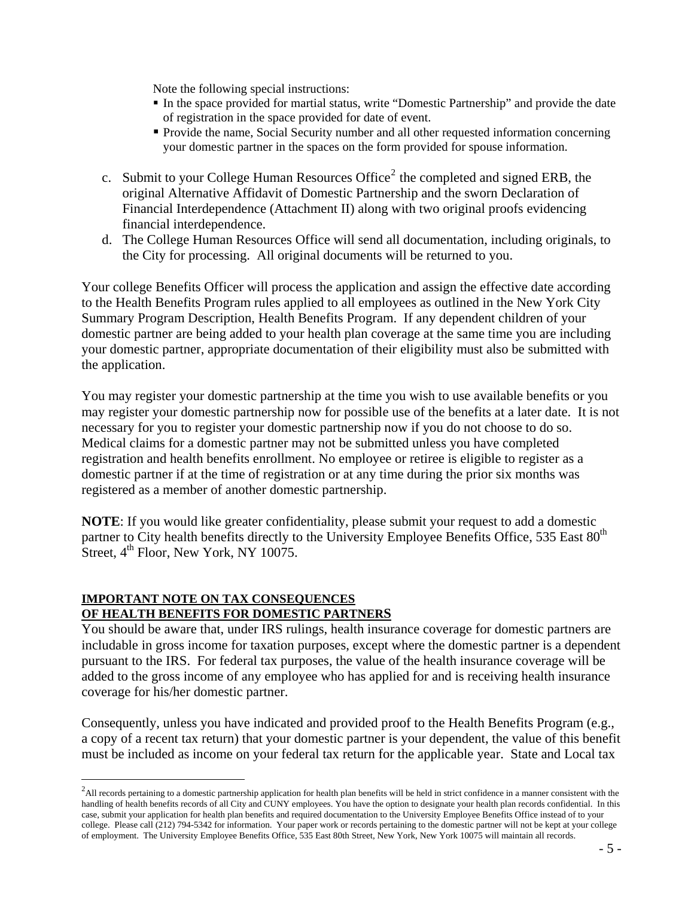Note the following special instructions:

- In the space provided for martial status, write "Domestic Partnership" and provide the date of registration in the space provided for date of event.
- Provide the name, Social Security number and all other requested information concerning your domestic partner in the spaces on the form provided for spouse information.

c. Submit to your College Human Resources Office[2] the completed and signed ERB, the original Alternative Affidavit of Domestic Partnership and the sworn Declaration of Financial Interdependence (Attachment II) along with two original proofs evidencing financial interdependence.

d. The College Human Resources Office will send all documentation, including originals, to the City for processing. All original documents will be returned to you.

Your college Benefits Officer will process the application and assign the effective date according to the Health Benefits Program rules applied to all employees as outlined in the New York City Summary Program Description, Health Benefits Program. If any dependent children of your domestic partner are being added to your health plan coverage at the same time you are including your domestic partner, appropriate documentation of their eligibility must also be submitted with the application.

You may register your domestic partnership at the time you wish to use available benefits or you may register your domestic partnership now for possible use of the benefits at a later date. It is not necessary for you to register your domestic partnership now if you do not choose to do so. Medical claims for a domestic partner may not be submitted unless you have completed registration and health benefits enrollment. No employee or retiree is eligible to register as a domestic partner if at the time of registration or at any time during the prior six months was registered as a member of another domestic partnership.

**NOTE**: If you would like greater confidentiality, please submit your request to add a domestic partner to City health benefits directly to the University Employee Benefits Office, 535 East 80th Street, 4th Floor, New York, NY 10075.

**IMPORTANT NOTE ON TAX CONSEQUENCES OF HEALTH BENEFITS FOR DOMESTIC PARTNERS**

You should be aware that, under IRS rulings, health insurance coverage for domestic partners are includable in gross income for taxation purposes, except where the domestic partner is a dependent pursuant to the IRS. For federal tax purposes, the value of the health insurance coverage will be added to the gross income of any employee who has applied for and is receiving health insurance coverage for his/her domestic partner.

Consequently, unless you have indicated and provided proof to the Health Benefits Program (e.g., a copy of a recent tax return) that your domestic partner is your dependent, the value of this benefit must be included as income on your federal tax return for the applicable year. State and Local tax

---

[2] All records pertaining to a domestic partnership application for health plan benefits will be held in strict confidence in a manner consistent with the handling of health benefits records of all City and CUNY employees. You have the option to designate your health plan records confidential. In this case, submit your application for health plan benefits and required documentation to the University Employee Benefits Office instead of to your college. Please call (212) 794-5342 for information. Your paper work or records pertaining to the domestic partner will not be kept at your college of employment. The University Employee Benefits Office, 535 East 80th Street, New York, New York 10075 will maintain all records.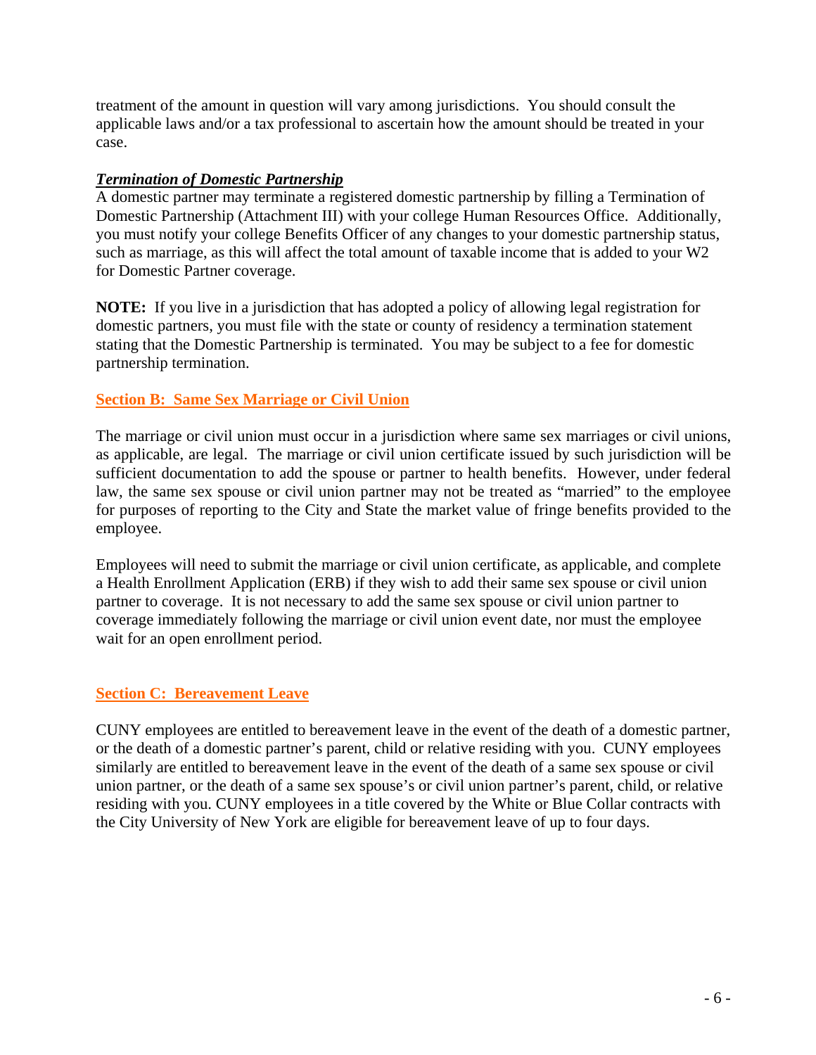treatment of the amount in question will vary among jurisdictions. You should consult the applicable laws and/or a tax professional to ascertain how the amount should be treated in your case.

***Termination of Domestic Partnership***

A domestic partner may terminate a registered domestic partnership by filling a Termination of Domestic Partnership (Attachment III) with your college Human Resources Office. Additionally, you must notify your college Benefits Officer of any changes to your domestic partnership status, such as marriage, as this will affect the total amount of taxable income that is added to your W2 for Domestic Partner coverage.

**NOTE:** If you live in a jurisdiction that has adopted a policy of allowing legal registration for domestic partners, you must file with the state or county of residency a termination statement stating that the Domestic Partnership is terminated. You may be subject to a fee for domestic partnership termination.

## Section B: Same Sex Marriage or Civil Union

The marriage or civil union must occur in a jurisdiction where same sex marriages or civil unions, as applicable, are legal. The marriage or civil union certificate issued by such jurisdiction will be sufficient documentation to add the spouse or partner to health benefits. However, under federal law, the same sex spouse or civil union partner may not be treated as "married" to the employee for purposes of reporting to the City and State the market value of fringe benefits provided to the employee.

Employees will need to submit the marriage or civil union certificate, as applicable, and complete a Health Enrollment Application (ERB) if they wish to add their same sex spouse or civil union partner to coverage. It is not necessary to add the same sex spouse or civil union partner to coverage immediately following the marriage or civil union event date, nor must the employee wait for an open enrollment period.

## Section C: Bereavement Leave

CUNY employees are entitled to bereavement leave in the event of the death of a domestic partner, or the death of a domestic partner's parent, child or relative residing with you. CUNY employees similarly are entitled to bereavement leave in the event of the death of a same sex spouse or civil union partner, or the death of a same sex spouse's or civil union partner's parent, child, or relative residing with you. CUNY employees in a title covered by the White or Blue Collar contracts with the City University of New York are eligible for bereavement leave of up to four days.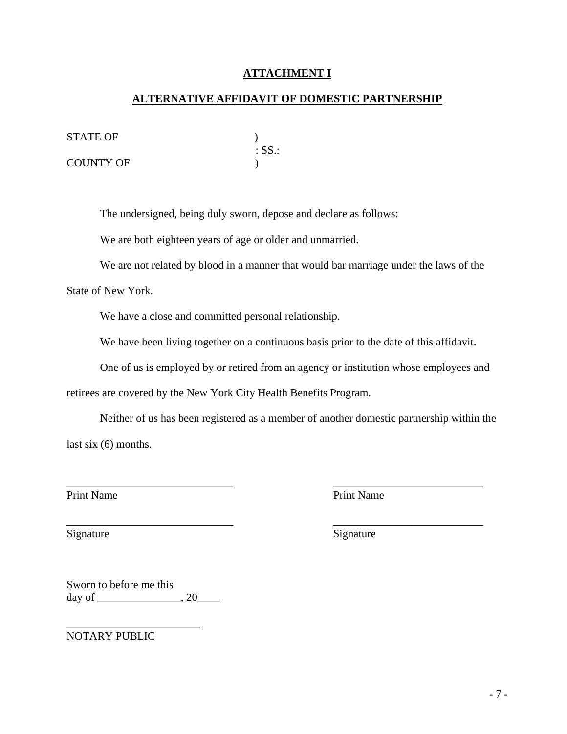**ATTACHMENT I**

**ALTERNATIVE AFFIDAVIT OF DOMESTIC PARTNERSHIP**

STATE OF )
: SS.:
COUNTY OF )

The undersigned, being duly sworn, depose and declare as follows:

We are both eighteen years of age or older and unmarried.

We are not related by blood in a manner that would bar marriage under the laws of the State of New York.

We have a close and committed personal relationship.

We have been living together on a continuous basis prior to the date of this affidavit.

One of us is employed by or retired from an agency or institution whose employees and retirees are covered by the New York City Health Benefits Program.

Neither of us has been registered as a member of another domestic partnership within the last six (6) months.

______________________________ ______________________________
Print Name Print Name

______________________________ ______________________________
Signature Signature

Sworn to before me this
day of _______________, 20____

________________________
NOTARY PUBLIC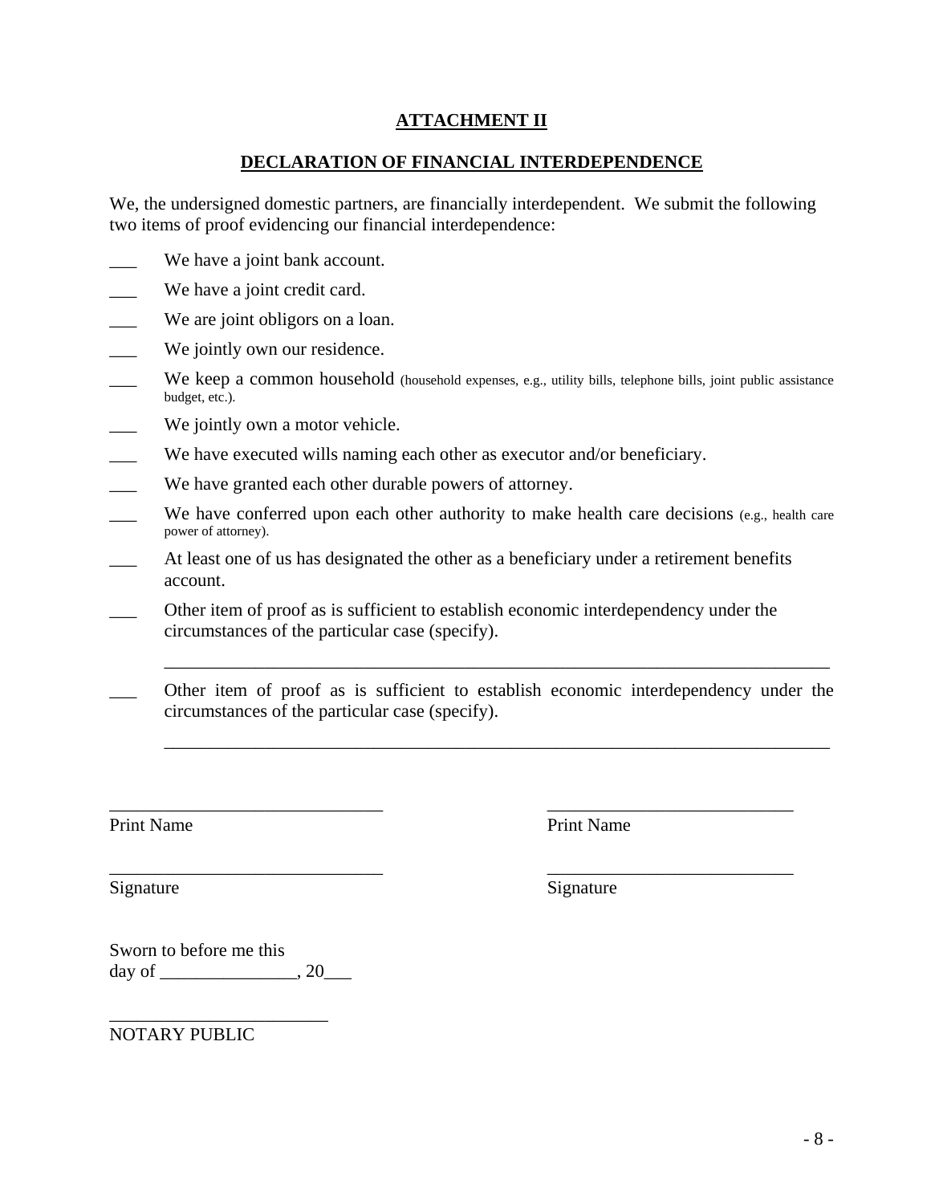## ATTACHMENT II

## DECLARATION OF FINANCIAL INTERDEPENDENCE

We, the undersigned domestic partners, are financially interdependent. We submit the following two items of proof evidencing our financial interdependence:

___ We have a joint bank account.

___ We have a joint credit card.

___ We are joint obligors on a loan.

___ We jointly own our residence.

___ We keep a common household (household expenses, e.g., utility bills, telephone bills, joint public assistance budget, etc.).

___ We jointly own a motor vehicle.

___ We have executed wills naming each other as executor and/or beneficiary.

___ We have granted each other durable powers of attorney.

___ We have conferred upon each other authority to make health care decisions (e.g., health care power of attorney).

___ At least one of us has designated the other as a beneficiary under a retirement benefits account.

___ Other item of proof as is sufficient to establish economic interdependency under the circumstances of the particular case (specify).

_______________________________________________________________________________

___ Other item of proof as is sufficient to establish economic interdependency under the circumstances of the particular case (specify).

_______________________________________________________________________________

______________________________ ______________________________

Print Name Print Name

______________________________ ______________________________

Signature Signature

Sworn to before me this
day of _______________, 20___

________________________
NOTARY PUBLIC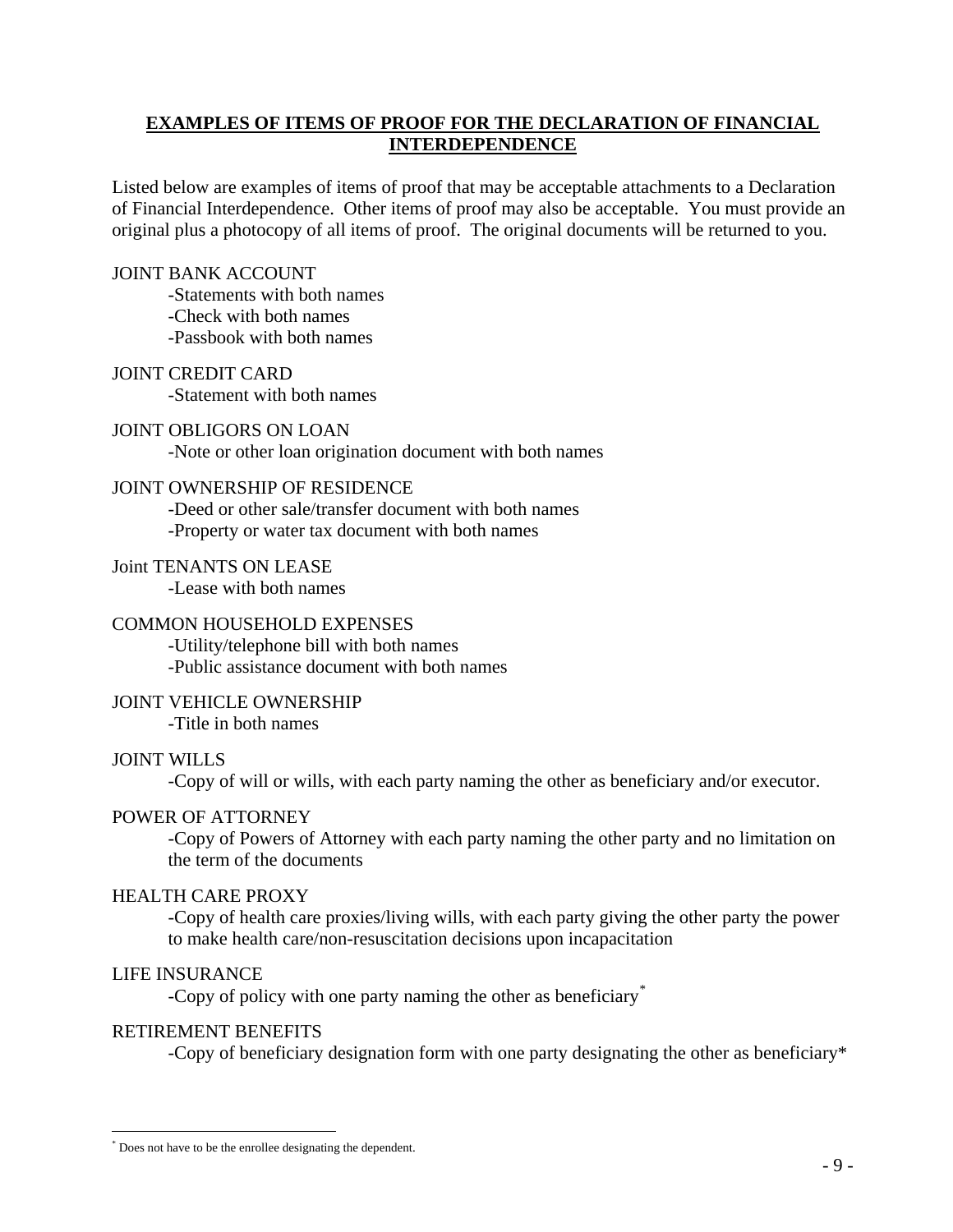## **EXAMPLES OF ITEMS OF PROOF FOR THE DECLARATION OF FINANCIAL INTERDEPENDENCE**

Listed below are examples of items of proof that may be acceptable attachments to a Declaration of Financial Interdependence. Other items of proof may also be acceptable. You must provide an original plus a photocopy of all items of proof. The original documents will be returned to you.

JOINT BANK ACCOUNT
- Statements with both names
- Check with both names
- Passbook with both names

JOINT CREDIT CARD
- Statement with both names

JOINT OBLIGORS ON LOAN
- Note or other loan origination document with both names

JOINT OWNERSHIP OF RESIDENCE
- Deed or other sale/transfer document with both names
- Property or water tax document with both names

Joint TENANTS ON LEASE
- Lease with both names

COMMON HOUSEHOLD EXPENSES
- Utility/telephone bill with both names
- Public assistance document with both names

JOINT VEHICLE OWNERSHIP
- Title in both names

JOINT WILLS
- Copy of will or wills, with each party naming the other as beneficiary and/or executor.

POWER OF ATTORNEY
- Copy of Powers of Attorney with each party naming the other party and no limitation on the term of the documents

HEALTH CARE PROXY
- Copy of health care proxies/living wills, with each party giving the other party the power to make health care/non-resuscitation decisions upon incapacitation

LIFE INSURANCE
- Copy of policy with one party naming the other as beneficiary*

RETIREMENT BENEFITS
- Copy of beneficiary designation form with one party designating the other as beneficiary*

---

\* Does not have to be the enrollee designating the dependent.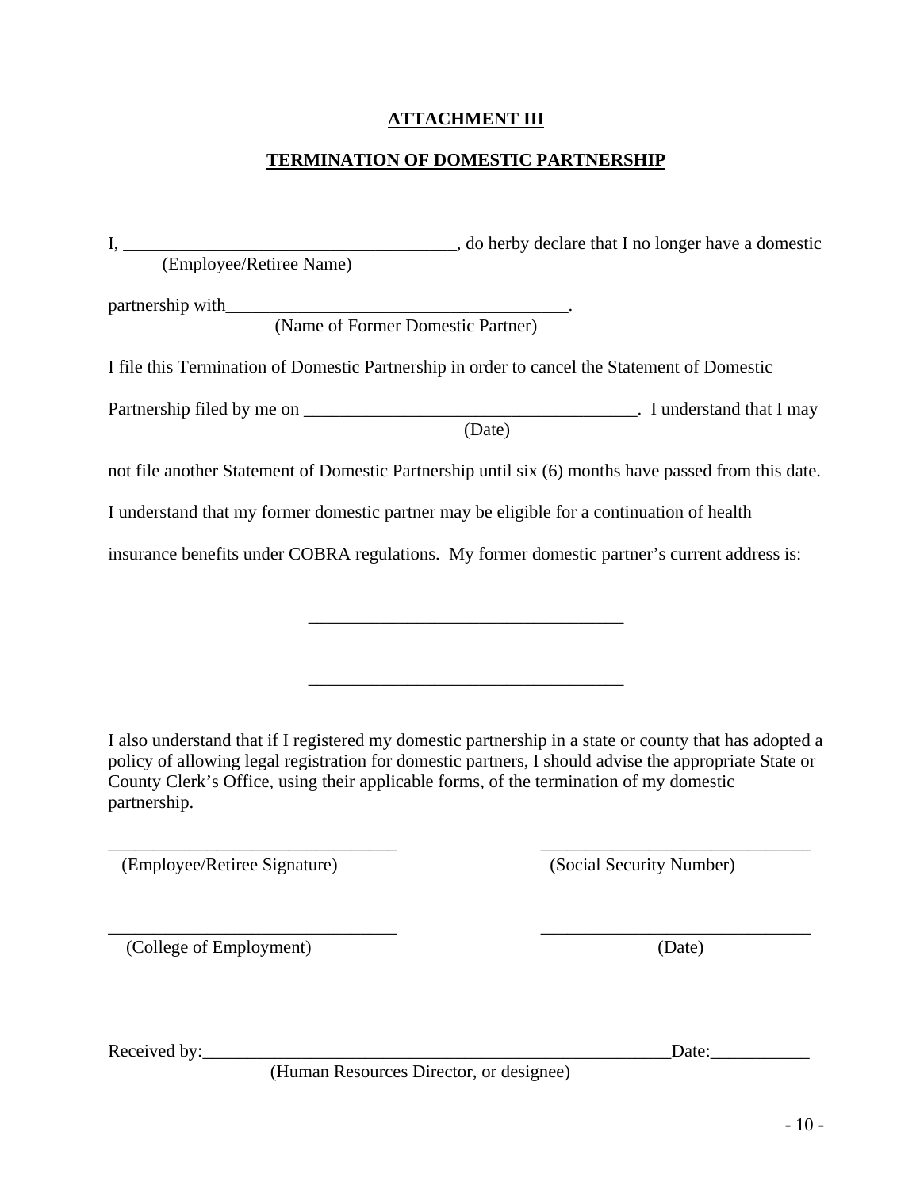**ATTACHMENT III**

**TERMINATION OF DOMESTIC PARTNERSHIP**

I, _____________________________________, do herby declare that I no longer have a domestic
(Employee/Retiree Name)

partnership with_______________________________________.
(Name of Former Domestic Partner)

I file this Termination of Domestic Partnership in order to cancel the Statement of Domestic

Partnership filed by me on _____________________________________. I understand that I may
(Date)

not file another Statement of Domestic Partnership until six (6) months have passed from this date.

I understand that my former domestic partner may be eligible for a continuation of health

insurance benefits under COBRA regulations. My former domestic partner's current address is:

____________________________________

____________________________________

I also understand that if I registered my domestic partnership in a state or county that has adopted a policy of allowing legal registration for domestic partners, I should advise the appropriate State or County Clerk's Office, using their applicable forms, of the termination of my domestic partnership.

_________________________________ _______________________________
(Employee/Retiree Signature) (Social Security Number)

_________________________________ _______________________________
(College of Employment) (Date)

Received by:______________________________________________________Date:___________
(Human Resources Director, or designee)